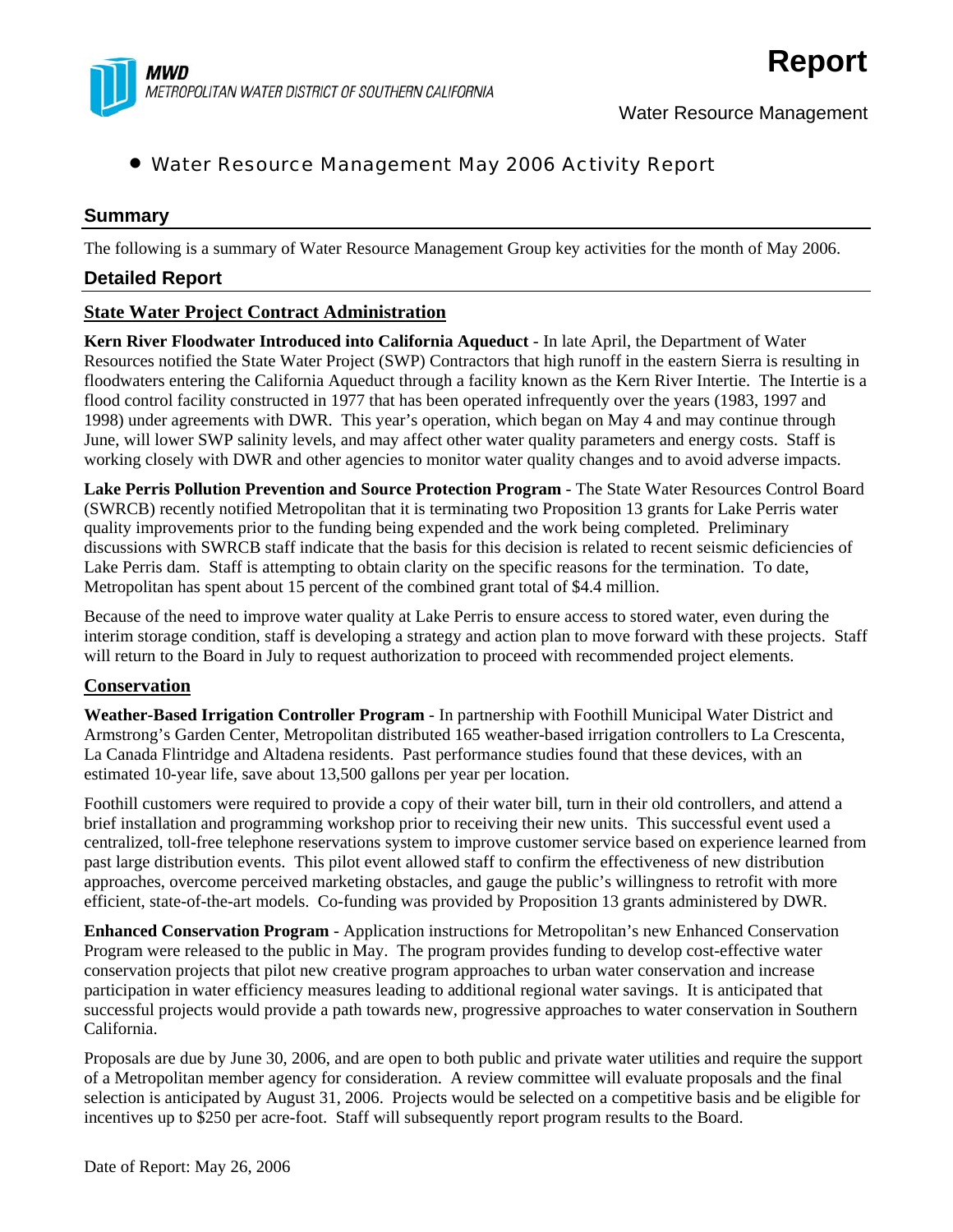MWD
*METROPOLITAN WATER DISTRICT OF SOUTHERN CALIFORNIA*

# Report

Water Resource Management

- Water Resource Management May 2006 Activity Report

## Summary

The following is a summary of Water Resource Management Group key activities for the month of May 2006.

## Detailed Report

### State Water Project Contract Administration

**Kern River Floodwater Introduced into California Aqueduct** - In late April, the Department of Water Resources notified the State Water Project (SWP) Contractors that high runoff in the eastern Sierra is resulting in floodwaters entering the California Aqueduct through a facility known as the Kern River Intertie. The Intertie is a flood control facility constructed in 1977 that has been operated infrequently over the years (1983, 1997 and 1998) under agreements with DWR. This year's operation, which began on May 4 and may continue through June, will lower SWP salinity levels, and may affect other water quality parameters and energy costs. Staff is working closely with DWR and other agencies to monitor water quality changes and to avoid adverse impacts.

**Lake Perris Pollution Prevention and Source Protection Program** - The State Water Resources Control Board (SWRCB) recently notified Metropolitan that it is terminating two Proposition 13 grants for Lake Perris water quality improvements prior to the funding being expended and the work being completed. Preliminary discussions with SWRCB staff indicate that the basis for this decision is related to recent seismic deficiencies of Lake Perris dam. Staff is attempting to obtain clarity on the specific reasons for the termination. To date, Metropolitan has spent about 15 percent of the combined grant total of $4.4 million.

Because of the need to improve water quality at Lake Perris to ensure access to stored water, even during the interim storage condition, staff is developing a strategy and action plan to move forward with these projects. Staff will return to the Board in July to request authorization to proceed with recommended project elements.

### Conservation

**Weather-Based Irrigation Controller Program** - In partnership with Foothill Municipal Water District and Armstrong's Garden Center, Metropolitan distributed 165 weather-based irrigation controllers to La Crescenta, La Canada Flintridge and Altadena residents. Past performance studies found that these devices, with an estimated 10-year life, save about 13,500 gallons per year per location.

Foothill customers were required to provide a copy of their water bill, turn in their old controllers, and attend a brief installation and programming workshop prior to receiving their new units. This successful event used a centralized, toll-free telephone reservations system to improve customer service based on experience learned from past large distribution events. This pilot event allowed staff to confirm the effectiveness of new distribution approaches, overcome perceived marketing obstacles, and gauge the public's willingness to retrofit with more efficient, state-of-the-art models. Co-funding was provided by Proposition 13 grants administered by DWR.

**Enhanced Conservation Program** - Application instructions for Metropolitan's new Enhanced Conservation Program were released to the public in May. The program provides funding to develop cost-effective water conservation projects that pilot new creative program approaches to urban water conservation and increase participation in water efficiency measures leading to additional regional water savings. It is anticipated that successful projects would provide a path towards new, progressive approaches to water conservation in Southern California.

Proposals are due by June 30, 2006, and are open to both public and private water utilities and require the support of a Metropolitan member agency for consideration. A review committee will evaluate proposals and the final selection is anticipated by August 31, 2006. Projects would be selected on a competitive basis and be eligible for incentives up to $250 per acre-foot. Staff will subsequently report program results to the Board.

Date of Report: May 26, 2006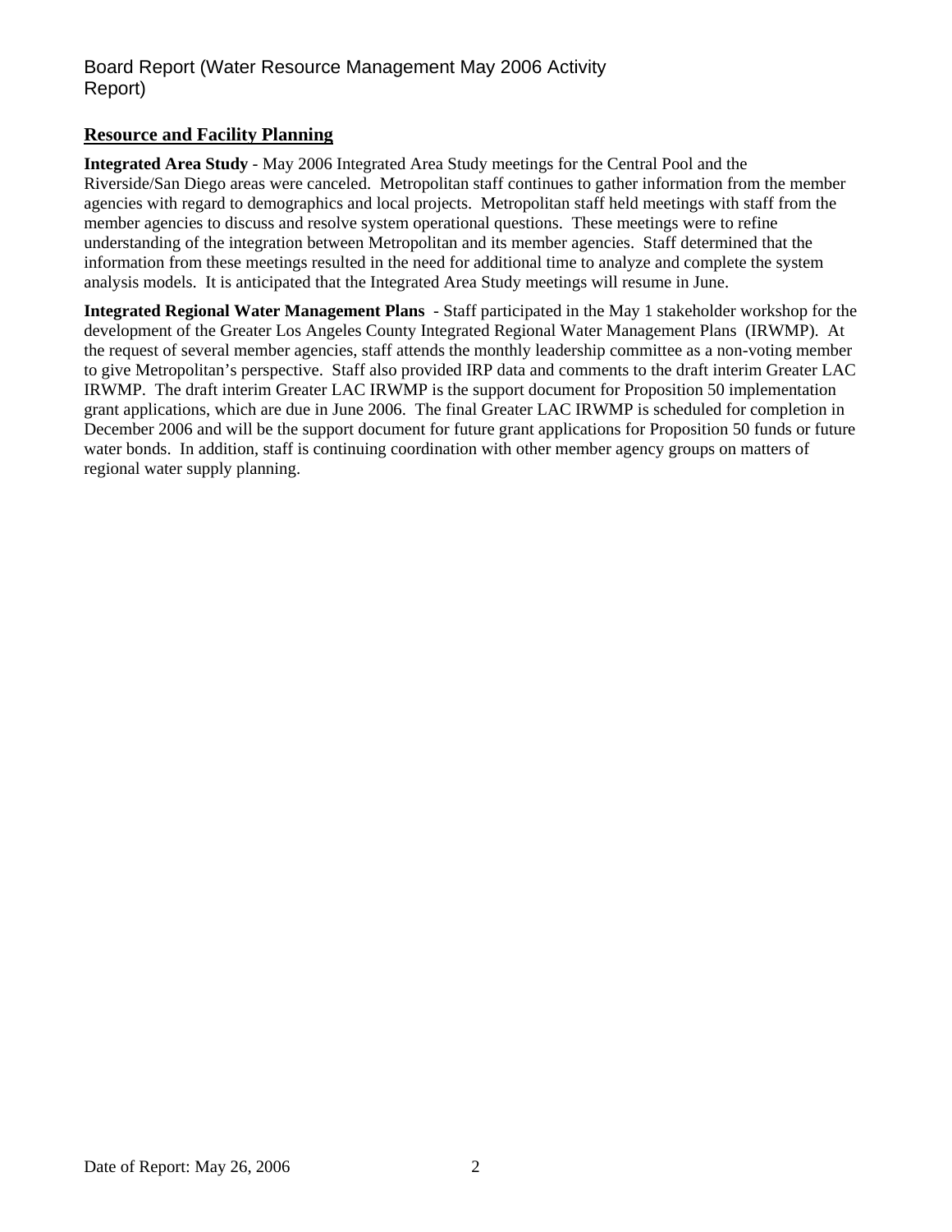## Resource and Facility Planning

**Integrated Area Study** - May 2006 Integrated Area Study meetings for the Central Pool and the Riverside/San Diego areas were canceled. Metropolitan staff continues to gather information from the member agencies with regard to demographics and local projects. Metropolitan staff held meetings with staff from the member agencies to discuss and resolve system operational questions. These meetings were to refine understanding of the integration between Metropolitan and its member agencies. Staff determined that the information from these meetings resulted in the need for additional time to analyze and complete the system analysis models. It is anticipated that the Integrated Area Study meetings will resume in June.

**Integrated Regional Water Management Plans** - Staff participated in the May 1 stakeholder workshop for the development of the Greater Los Angeles County Integrated Regional Water Management Plans (IRWMP). At the request of several member agencies, staff attends the monthly leadership committee as a non-voting member to give Metropolitan's perspective. Staff also provided IRP data and comments to the draft interim Greater LAC IRWMP. The draft interim Greater LAC IRWMP is the support document for Proposition 50 implementation grant applications, which are due in June 2006. The final Greater LAC IRWMP is scheduled for completion in December 2006 and will be the support document for future grant applications for Proposition 50 funds or future water bonds. In addition, staff is continuing coordination with other member agency groups on matters of regional water supply planning.